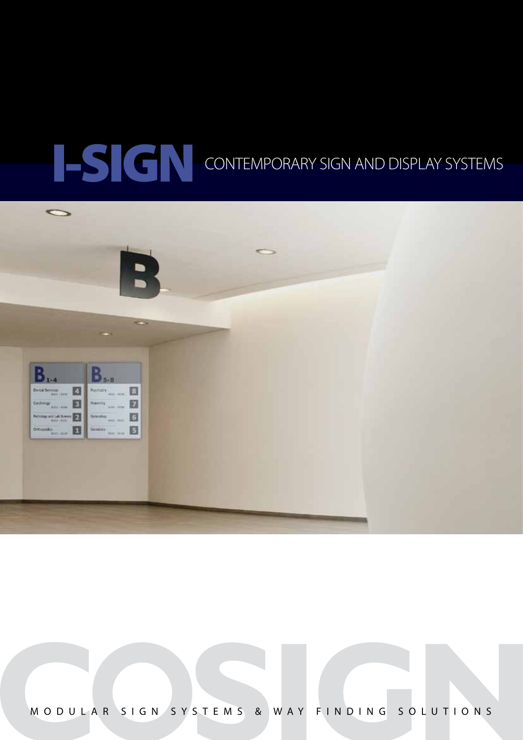# I-SIGN CONTEMPORARY SIGN AND DISPLAY SYSTEMS

COSIGN

MODULAR SIGN SYSTEMS & WAY FINDING SOLUTIONS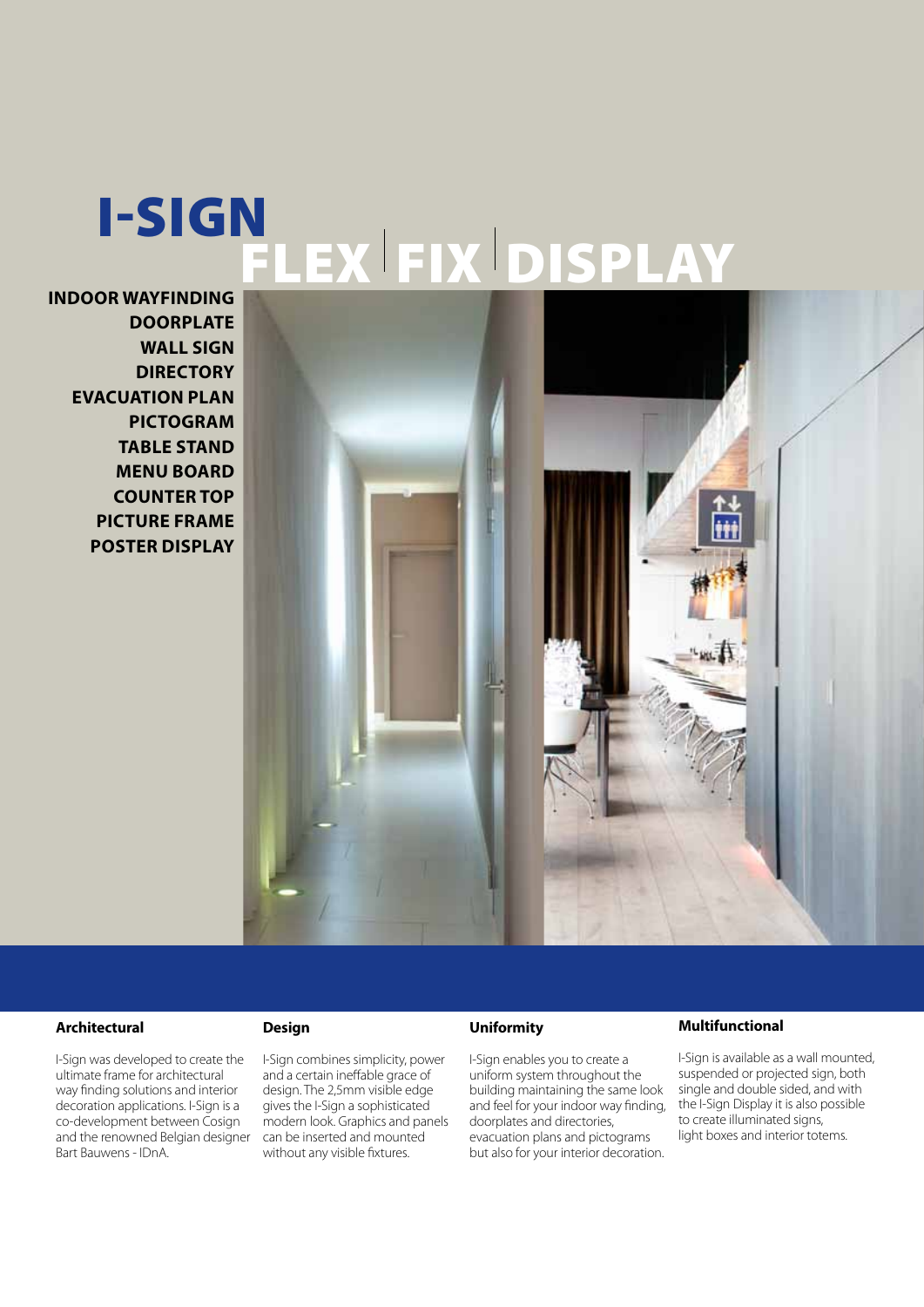# I-SIGN

## FLEX | FIX | DISPLAY

**INDOOR WAYFINDING**
**DOORPLATE**
**WALL SIGN**
**DIRECTORY**
**EVACUATION PLAN**
**PICTOGRAM**
**TABLE STAND**
**MENU BOARD**
**COUNTER TOP**
**PICTURE FRAME**
**POSTER DISPLAY**

### Architectural

I-Sign was developed to create the ultimate frame for architectural way finding solutions and interior decoration applications. I-Sign is a co-development between Cosign and the renowned Belgian designer Bart Bauwens - IDnA.

### Design

I-Sign combines simplicity, power and a certain ineffable grace of design. The 2,5mm visible edge gives the I-Sign a sophisticated modern look. Graphics and panels can be inserted and mounted without any visible fixtures.

### Uniformity

I-Sign enables you to create a uniform system throughout the building maintaining the same look and feel for your indoor way finding, doorplates and directories, evacuation plans and pictograms but also for your interior decoration.

### Multifunctional

I-Sign is available as a wall mounted, suspended or projected sign, both single and double sided, and with the I-Sign Display it is also possible to create illuminated signs, light boxes and interior totems.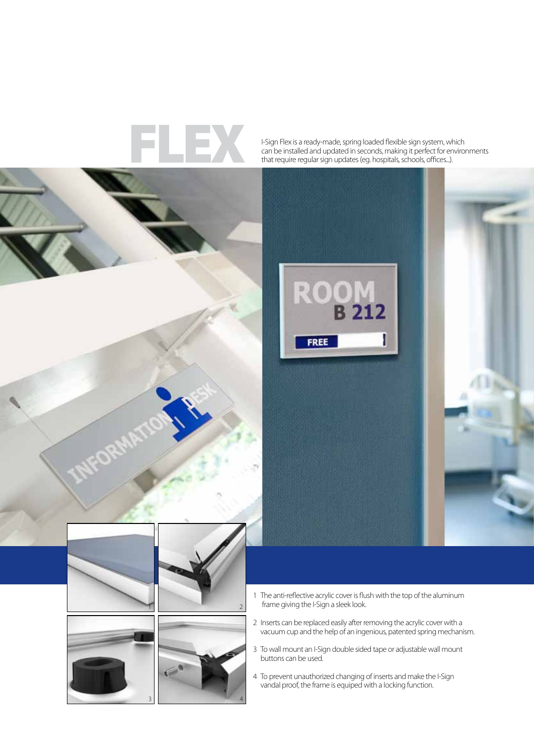# FLEX

I-Sign Flex is a ready-made, spring loaded flexible sign system, which can be installed and updated in seconds, making it perfect for environments that require regular sign updates (eg. hospitals, schools, offices...).

1. The anti-reflective acrylic cover is flush with the top of the aluminum frame giving the I-Sign a sleek look.
2. Inserts can be replaced easily after removing the acrylic cover with a vacuum cup and the help of an ingenious, patented spring mechanism.
3. To wall mount an I-Sign double sided tape or adjustable wall mount buttons can be used.
4. To prevent unauthorized changing of inserts and make the I-Sign vandal proof, the frame is equiped with a locking function.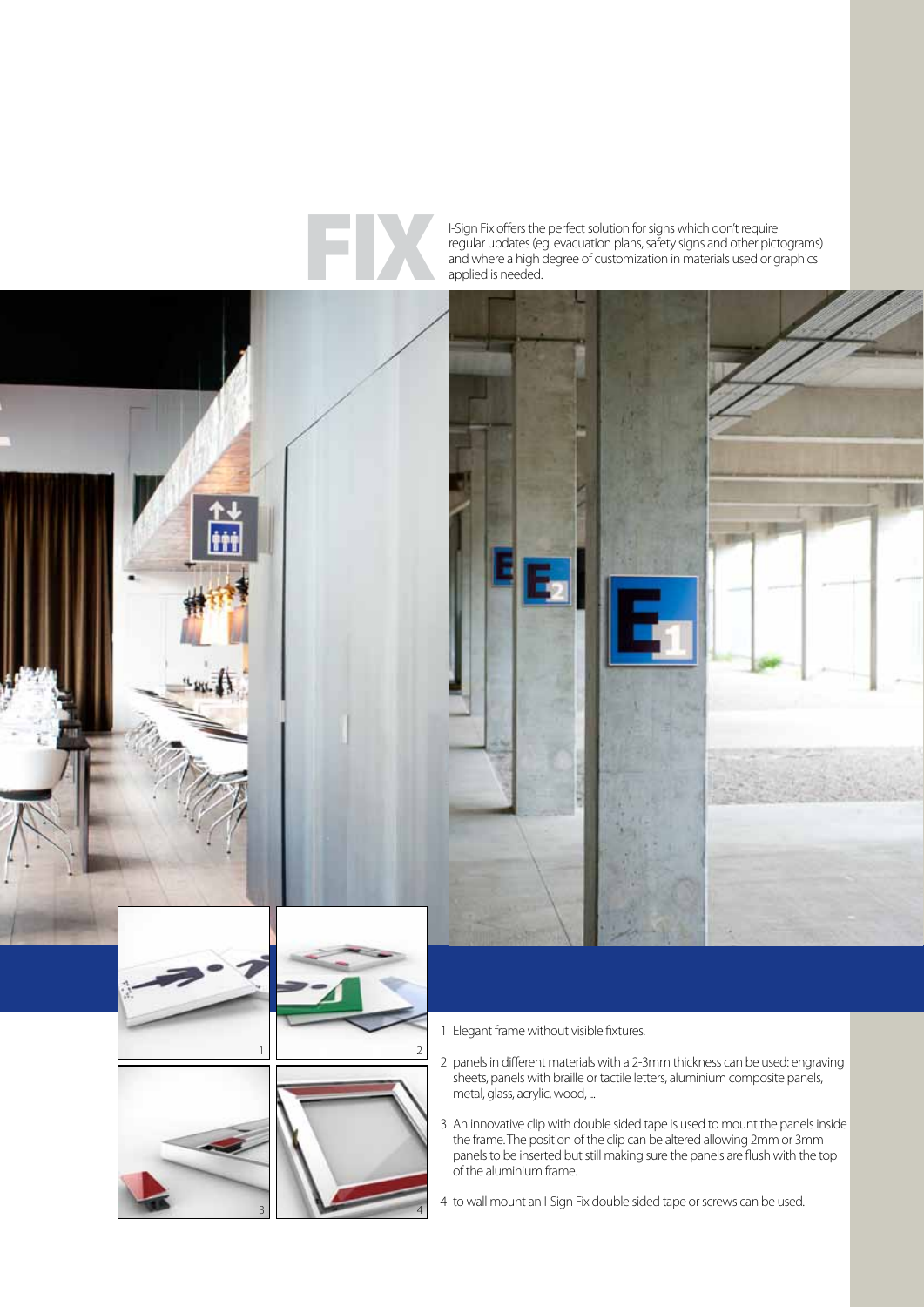# FIX

I-Sign Fix offers the perfect solution for signs which don't require regular updates (eg. evacuation plans, safety signs and other pictograms) and where a high degree of customization in materials used or graphics applied is needed.

1. Elegant frame without visible fixtures.
2. panels in different materials with a 2-3mm thickness can be used: engraving sheets, panels with braille or tactile letters, aluminium composite panels, metal, glass, acrylic, wood, ...
3. An innovative clip with double sided tape is used to mount the panels inside the frame. The position of the clip can be altered allowing 2mm or 3mm panels to be inserted but still making sure the panels are flush with the top of the aluminium frame.
4. to wall mount an I-Sign Fix double sided tape or screws can be used.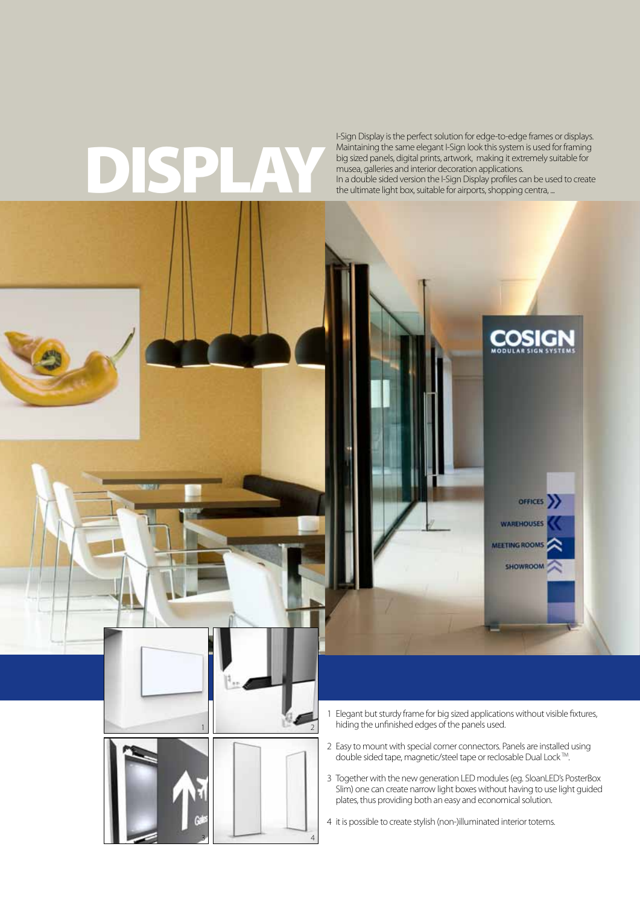# DISPLAY

I-Sign Display is the perfect solution for edge-to-edge frames or displays. Maintaining the same elegant I-Sign look this system is used for framing big sized panels, digital prints, artwork, making it extremely suitable for musea, galleries and interior decoration applications.
In a double sided version the I-Sign Display profiles can be used to create the ultimate light box, suitable for airports, shopping centra, ...

1 Elegant but sturdy frame for big sized applications without visible fixtures, hiding the unfinished edges of the panels used.

2 Easy to mount with special corner connectors. Panels are installed using double sided tape, magnetic/steel tape or reclosable Dual Lock™.

3 Together with the new generation LED modules (eg. SloanLED's PosterBox Slim) one can create narrow light boxes without having to use light guided plates, thus providing both an easy and economical solution.

4 it is possible to create stylish (non-)illuminated interior totems.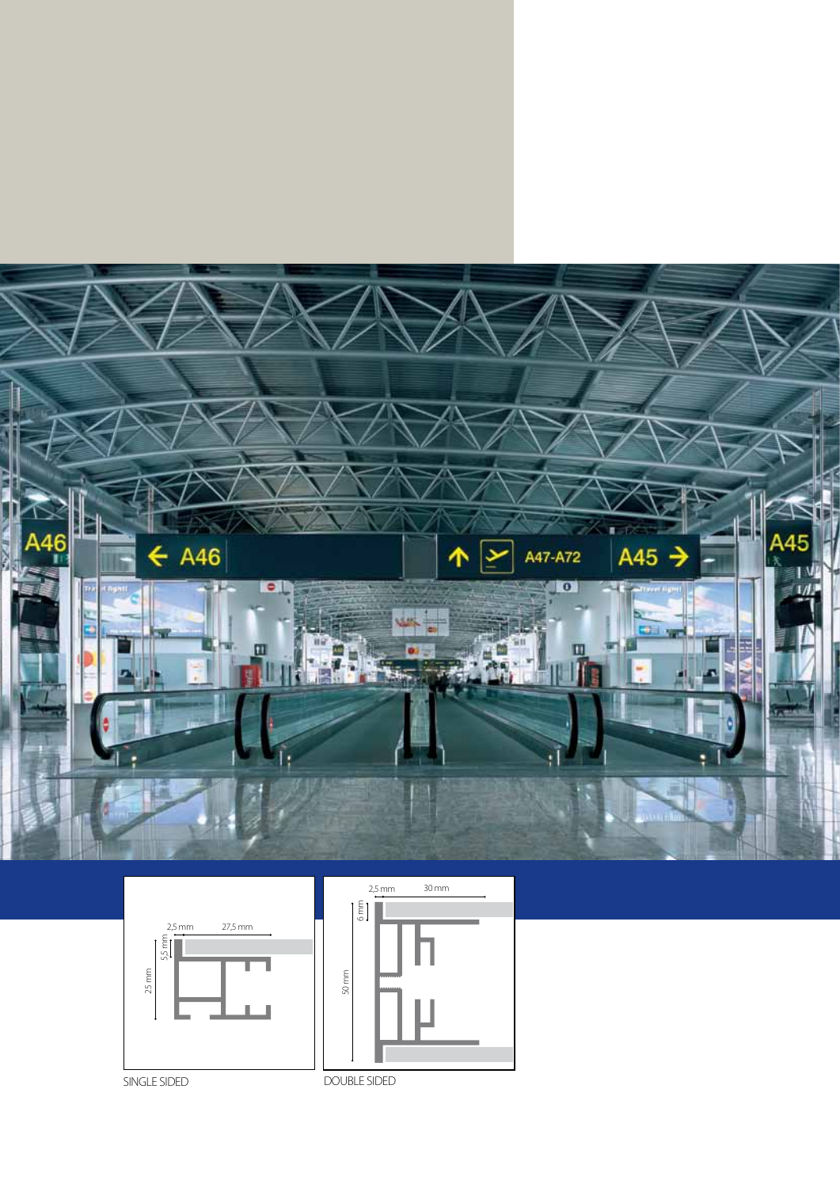SINGLE SIDED

DOUBLE SIDED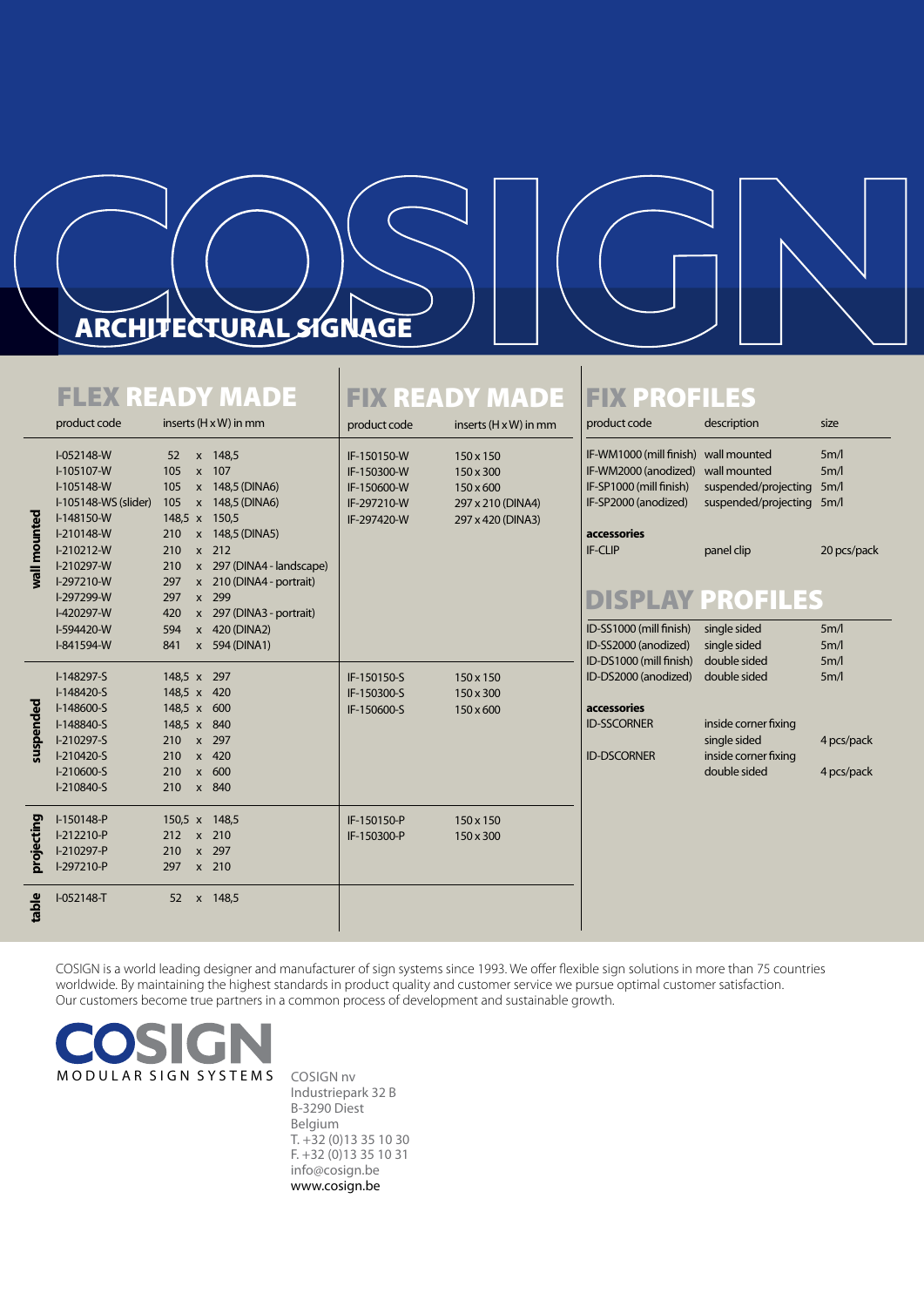# COSIGN

## ARCHITECTURAL SIGNAGE

## FLEX READY MADE

| | product code | inserts (H x W) in mm |
|---|---|---|
| wall mounted | I-052148-W | 52 x 148,5 |
| | I-105107-W | 105 x 107 |
| | I-105148-W | 105 x 148,5 (DINA6) |
| | I-105148-WS (slider) | 105 x 148,5 (DINA6) |
| | I-148150-W | 148,5 x 150,5 |
| | I-210148-W | 210 x 148,5 (DINA5) |
| | I-210212-W | 210 x 212 |
| | I-210297-W | 210 x 297 (DINA4 - landscape) |
| | I-297210-W | 297 x 210 (DINA4 - portrait) |
| | I-297299-W | 297 x 299 |
| | I-420297-W | 420 x 297 (DINA3 - portrait) |
| | I-594420-W | 594 x 420 (DINA2) |
| | I-841594-W | 841 x 594 (DINA1) |
| suspended | I-148297-S | 148,5 x 297 |
| | I-148420-S | 148,5 x 420 |
| | I-148600-S | 148,5 x 600 |
| | I-148840-S | 148,5 x 840 |
| | I-210297-S | 210 x 297 |
| | I-210420-S | 210 x 420 |
| | I-210600-S | 210 x 600 |
| | I-210840-S | 210 x 840 |
| projecting | I-150148-P | 150,5 x 148,5 |
| | I-212210-P | 212 x 210 |
| | I-210297-P | 210 x 297 |
| | I-297210-P | 297 x 210 |
| table | I-052148-T | 52 x 148,5 |

## FIX READY MADE

| | product code | inserts (H x W) in mm |
|---|---|---|
| wall mounted | IF-150150-W | 150 x 150 |
| | IF-150300-W | 150 x 300 |
| | IF-150600-W | 150 x 600 |
| | IF-297210-W | 297 x 210 (DINA4) |
| | IF-297420-W | 297 x 420 (DINA3) |
| suspended | IF-150150-S | 150 x 150 |
| | IF-150300-S | 150 x 300 |
| | IF-150600-S | 150 x 600 |
| projecting | IF-150150-P | 150 x 150 |
| | IF-150300-P | 150 x 300 |

## FIX PROFILES

| product code | description | size |
|---|---|---|
| IF-WM1000 (mill finish) | wall mounted | 5m/l |
| IF-WM2000 (anodized) | wall mounted | 5m/l |
| IF-SP1000 (mill finish) | suspended/projecting | 5m/l |
| IF-SP2000 (anodized) | suspended/projecting | 5m/l |
| **accessories** | | |
| IF-CLIP | panel clip | 20 pcs/pack |

## DISPLAY PROFILES

| product code | description | size |
|---|---|---|
| ID-SS1000 (mill finish) | single sided | 5m/l |
| ID-SS2000 (anodized) | single sided | 5m/l |
| ID-DS1000 (mill finish) | double sided | 5m/l |
| ID-DS2000 (anodized) | double sided | 5m/l |
| **accessories** | | |
| ID-SSCORNER | inside corner fixing single sided | 4 pcs/pack |
| ID-DSCORNER | inside corner fixing double sided | 4 pcs/pack |

COSIGN is a world leading designer and manufacturer of sign systems since 1993. We offer flexible sign solutions in more than 75 countries worldwide. By maintaining the highest standards in product quality and customer service we pursue optimal customer satisfaction. Our customers become true partners in a common process of development and sustainable growth.

**COSIGN**
MODULAR SIGN SYSTEMS

COSIGN nv
Industriepark 32 B
B-3290 Diest
Belgium
T. +32 (0)13 35 10 30
F. +32 (0)13 35 10 31
info@cosign.be
www.cosign.be